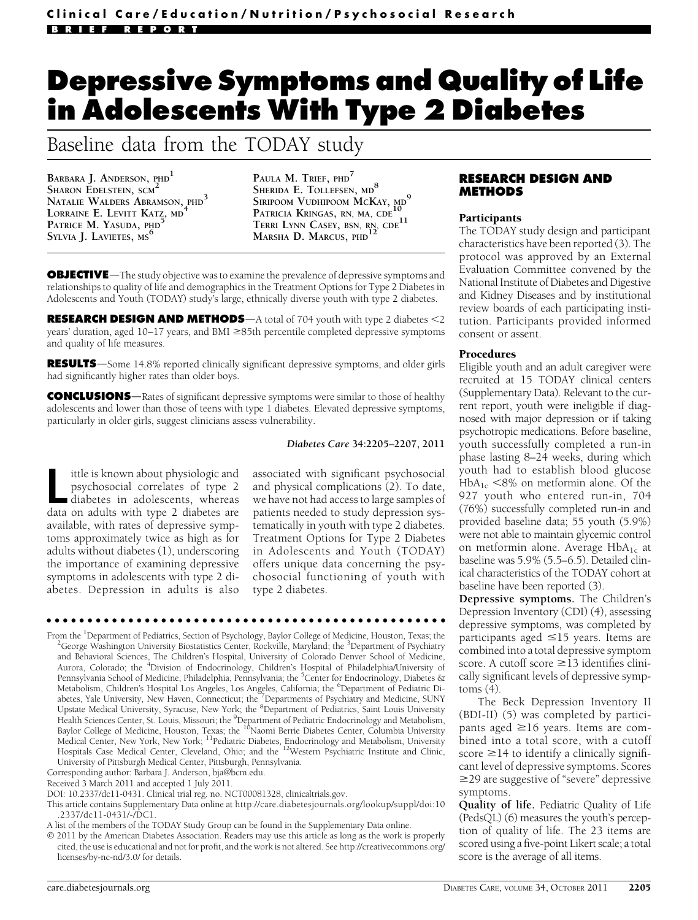Clinical Care/Education/Nutrition/Psychosocial Research

BRIEF REPORT

# Depressive Symptoms and Quality of Life in Adolescents With Type 2 Diabetes

## Baseline data from the TODAY study

BARBARA J. ANDERSON, PHD[1]
SHARON EDELSTEIN, SCM[2]
NATALIE WALDERS ABRAMSON, PHD[3]
LORRAINE E. LEVITT KATZ, MD[4]
PATRICE M. YASUDA, PHD[5]
SYLVIA J. LAVIETES, MS[6]
PAULA M. TRIEF, PHD[7]
SHERIDA E. TOLLEFSEN, MD[8]
SIRIPOOM VUDHIPOOM MCKAY, MD[9]
PATRICIA KRINGAS, RN, MA, CDE[10]
TERRI LYNN CASEY, BSN, RN, CDE[11]
MARSHA D. MARCUS, PHD[12]

**OBJECTIVE**—The study objective was to examine the prevalence of depressive symptoms and relationships to quality of life and demographics in the Treatment Options for Type 2 Diabetes in Adolescents and Youth (TODAY) study's large, ethnically diverse youth with type 2 diabetes.

**RESEARCH DESIGN AND METHODS**—A total of 704 youth with type 2 diabetes <2 years' duration, aged 10–17 years, and BMI ≥85th percentile completed depressive symptoms and quality of life measures.

**RESULTS**—Some 14.8% reported clinically significant depressive symptoms, and older girls had significantly higher rates than older boys.

**CONCLUSIONS**—Rates of significant depressive symptoms were similar to those of healthy adolescents and lower than those of teens with type 1 diabetes. Elevated depressive symptoms, particularly in older girls, suggest clinicians assess vulnerability.

*Diabetes Care* 34:2205–2207, 2011

Little is known about physiologic and psychosocial correlates of type 2 diabetes in adolescents, whereas data on adults with type 2 diabetes are available, with rates of depressive symptoms approximately twice as high as for adults without diabetes (1), underscoring the importance of examining depressive symptoms in adolescents with type 2 diabetes. Depression in adults is also associated with significant psychosocial and physical complications (2). To date, we have not had access to large samples of patients needed to study depression systematically in youth with type 2 diabetes. Treatment Options for Type 2 Diabetes in Adolescents and Youth (TODAY) offers unique data concerning the psychosocial functioning of youth with type 2 diabetes.

## RESEARCH DESIGN AND METHODS

### Participants

The TODAY study design and participant characteristics have been reported (3). The protocol was approved by an External Evaluation Committee convened by the National Institute of Diabetes and Digestive and Kidney Diseases and by institutional review boards of each participating institution. Participants provided informed consent or assent.

### Procedures

Eligible youth and an adult caregiver were recruited at 15 TODAY clinical centers (Supplementary Data). Relevant to the current report, youth were ineligible if diagnosed with major depression or if taking psychotropic medications. Before baseline, youth successfully completed a run-in phase lasting 8–24 weeks, during which youth had to establish blood glucose $HbA_{1c}$ <8% on metformin alone. Of the 927 youth who entered run-in, 704 (76%) successfully completed run-in and provided baseline data; 55 youth (5.9%) were not able to maintain glycemic control on metformin alone. Average $HbA_{1c}$ at baseline was 5.9% (5.5–6.5). Detailed clinical characteristics of the TODAY cohort at baseline have been reported (3).

**Depressive symptoms.** The Children's Depression Inventory (CDI) (4), assessing depressive symptoms, was completed by participants aged ≤15 years. Items are combined into a total depressive symptom score. A cutoff score ≥13 identifies clinically significant levels of depressive symptoms (4).

The Beck Depression Inventory II (BDI-II) (5) was completed by participants aged ≥16 years. Items are combined into a total score, with a cutoff score ≥14 to identify a clinically significant level of depressive symptoms. Scores ≥29 are suggestive of "severe" depressive symptoms.

**Quality of life.** Pediatric Quality of Life (PedsQL) (6) measures the youth's perception of quality of life. The 23 items are scored using a five-point Likert scale; a total score is the average of all items.

From the [1]Department of Pediatrics, Section of Psychology, Baylor College of Medicine, Houston, Texas; the [2]George Washington University Biostatistics Center, Rockville, Maryland; the [3]Department of Psychiatry and Behavioral Sciences, The Children's Hospital, University of Colorado Denver School of Medicine, Aurora, Colorado; the [4]Division of Endocrinology, Children's Hospital of Philadelphia/University of Pennsylvania School of Medicine, Philadelphia, Pennsylvania; the [5]Center for Endocrinology, Diabetes & Metabolism, Children's Hospital Los Angeles, Los Angeles, California; the [6]Department of Pediatric Diabetes, Yale University, New Haven, Connecticut; the [7]Departments of Psychiatry and Medicine, SUNY Upstate Medical University, Syracuse, New York; the [8]Department of Pediatrics, Saint Louis University Health Sciences Center, St. Louis, Missouri; the [9]Department of Pediatric Endocrinology and Metabolism, Baylor College of Medicine, Houston, Texas; the [10]Naomi Berrie Diabetes Center, Columbia University Medical Center, New York, New York; [11]Pediatric Diabetes, Endocrinology and Metabolism, University Hospitals Case Medical Center, Cleveland, Ohio; and the [12]Western Psychiatric Institute and Clinic, University of Pittsburgh Medical Center, Pittsburgh, Pennsylvania.

Corresponding author: Barbara J. Anderson, bja@bcm.edu.

Received 3 March 2011 and accepted 1 July 2011.

DOI: 10.2337/dc11-0431. Clinical trial reg. no. NCT00081328, clinicaltrials.gov.

This article contains Supplementary Data online at http://care.diabetesjournals.org/lookup/suppl/doi:10.2337/dc11-0431/-/DC1.

A list of the members of the TODAY Study Group can be found in the Supplementary Data online.

© 2011 by the American Diabetes Association. Readers may use this article as long as the work is properly cited, the use is educational and not for profit, and the work is not altered. See http://creativecommons.org/licenses/by-nc-nd/3.0/ for details.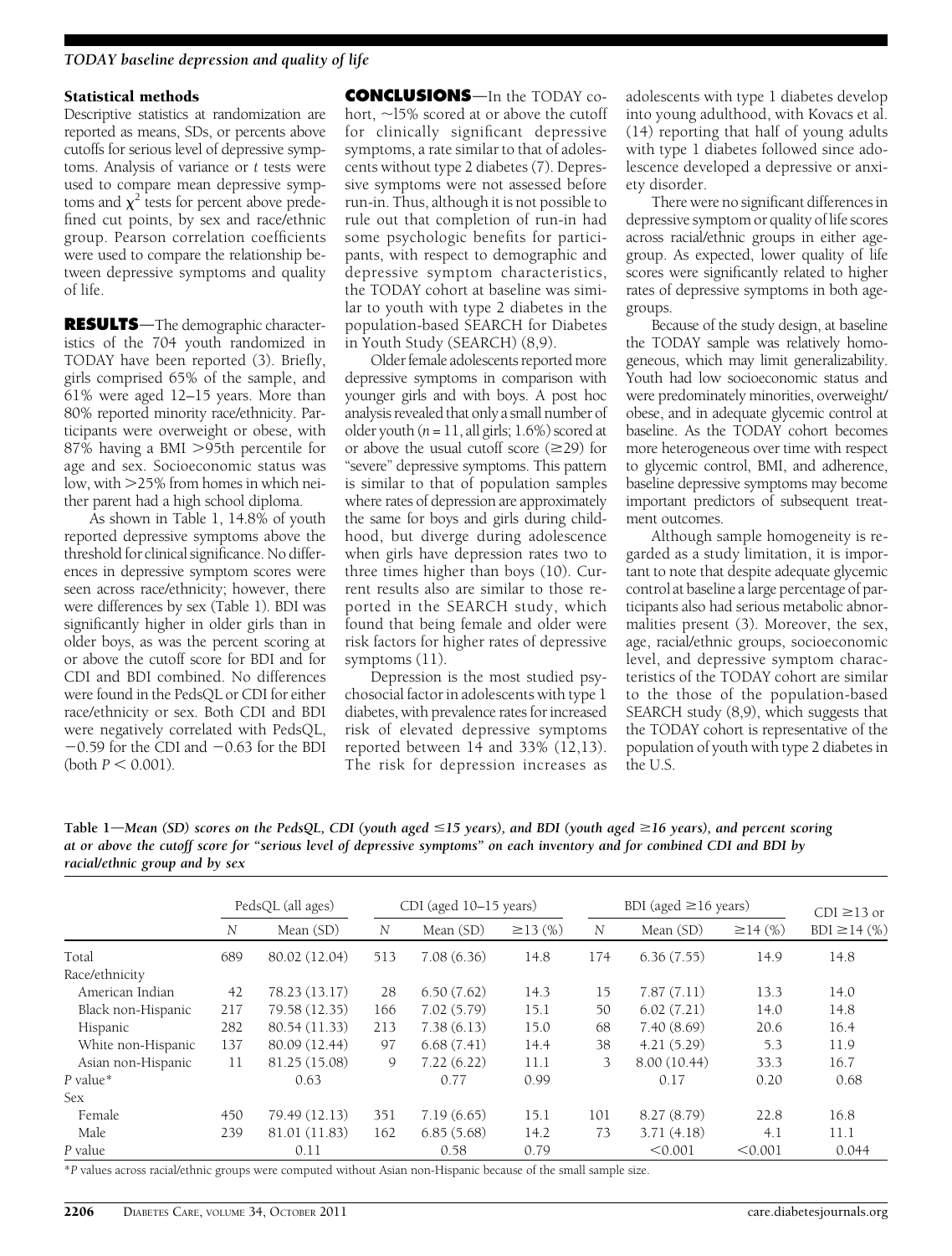### Statistical methods

Descriptive statistics at randomization are reported as means, SDs, or percents above cutoffs for serious level of depressive symptoms. Analysis of variance or *t* tests were used to compare mean depressive symptoms and $\chi^2$ tests for percent above predefined cut points, by sex and race/ethnic group. Pearson correlation coefficients were used to compare the relationship between depressive symptoms and quality of life.

**RESULTS**—The demographic characteristics of the 704 youth randomized in TODAY have been reported (3). Briefly, girls comprised 65% of the sample, and 61% were aged 12–15 years. More than 80% reported minority race/ethnicity. Participants were overweight or obese, with 87% having a BMI >95th percentile for age and sex. Socioeconomic status was low, with >25% from homes in which neither parent had a high school diploma.

As shown in Table 1, 14.8% of youth reported depressive symptoms above the threshold for clinical significance. No differences in depressive symptom scores were seen across race/ethnicity; however, there were differences by sex (Table 1). BDI was significantly higher in older girls than in older boys, as was the percent scoring at or above the cutoff score for BDI and for CDI and BDI combined. No differences were found in the PedsQL or CDI for either race/ethnicity or sex. Both CDI and BDI were negatively correlated with PedsQL, −0.59 for the CDI and −0.63 for the BDI (both $P < 0.001$).

**CONCLUSIONS**—In the TODAY cohort, ~15% scored at or above the cutoff for clinically significant depressive symptoms, a rate similar to that of adolescents without type 2 diabetes (7). Depressive symptoms were not assessed before run-in. Thus, although it is not possible to rule out that completion of run-in had some psychologic benefits for participants, with respect to demographic and depressive symptom characteristics, the TODAY cohort at baseline was similar to youth with type 2 diabetes in the population-based SEARCH for Diabetes in Youth Study (SEARCH) (8,9).

Older female adolescents reported more depressive symptoms in comparison with younger girls and with boys. A post hoc analysis revealed that only a small number of older youth ($n = 11$, all girls; 1.6%) scored at or above the usual cutoff score (≥29) for "severe" depressive symptoms. This pattern is similar to that of population samples where rates of depression are approximately the same for boys and girls during childhood, but diverge during adolescence when girls have depression rates two to three times higher than boys (10). Current results also are similar to those reported in the SEARCH study, which found that being female and older were risk factors for higher rates of depressive symptoms (11).

Depression is the most studied psychosocial factor in adolescents with type 1 diabetes, with prevalence rates for increased risk of elevated depressive symptoms reported between 14 and 33% (12,13). The risk for depression increases as adolescents with type 1 diabetes develop into young adulthood, with Kovacs et al. (14) reporting that half of young adults with type 1 diabetes followed since adolescence developed a depressive or anxiety disorder.

There were no significant differences in depressive symptom or quality of life scores across racial/ethnic groups in either age-group. As expected, lower quality of life scores were significantly related to higher rates of depressive symptoms in both age-groups.

Because of the study design, at baseline the TODAY sample was relatively homogeneous, which may limit generalizability. Youth had low socioeconomic status and were predominately minorities, overweight/obese, and in adequate glycemic control at baseline. As the TODAY cohort becomes more heterogeneous over time with respect to glycemic control, BMI, and adherence, baseline depressive symptoms may become important predictors of subsequent treatment outcomes.

Although sample homogeneity is regarded as a study limitation, it is important to note that despite adequate glycemic control at baseline a large percentage of participants also had serious metabolic abnormalities present (3). Moreover, the sex, age, racial/ethnic groups, socioeconomic level, and depressive symptom characteristics of the TODAY cohort are similar to the those of the population-based SEARCH study (8,9), which suggests that the TODAY cohort is representative of the population of youth with type 2 diabetes in the U.S.

**Table 1—Mean (SD) scores on the PedsQL, CDI (youth aged ≤15 years), and BDI (youth aged ≥16 years), and percent scoring at or above the cutoff score for "serious level of depressive symptoms" on each inventory and for combined CDI and BDI by racial/ethnic group and by sex**

| | PedsQL (all ages) | | CDI (aged 10–15 years) | | | BDI (aged ≥16 years) | | | CDI ≥13 or |
|---|---|---|---|---|---|---|---|---|---|
| | *N* | Mean (SD) | *N* | Mean (SD) | ≥13 (%) | *N* | Mean (SD) | ≥14 (%) | BDI ≥14 (%) |
| Total | 689 | 80.02 (12.04) | 513 | 7.08 (6.36) | 14.8 | 174 | 6.36 (7.55) | 14.9 | 14.8 |
| Race/ethnicity | | | | | | | | | |
| American Indian | 42 | 78.23 (13.17) | 28 | 6.50 (7.62) | 14.3 | 15 | 7.87 (7.11) | 13.3 | 14.0 |
| Black non-Hispanic | 217 | 79.58 (12.35) | 166 | 7.02 (5.79) | 15.1 | 50 | 6.02 (7.21) | 14.0 | 14.8 |
| Hispanic | 282 | 80.54 (11.33) | 213 | 7.38 (6.13) | 15.0 | 68 | 7.40 (8.69) | 20.6 | 16.4 |
| White non-Hispanic | 137 | 80.09 (12.44) | 97 | 6.68 (7.41) | 14.4 | 38 | 4.21 (5.29) | 5.3 | 11.9 |
| Asian non-Hispanic | 11 | 81.25 (15.08) | 9 | 7.22 (6.22) | 11.1 | 3 | 8.00 (10.44) | 33.3 | 16.7 |
| *P* value* | | 0.63 | | 0.77 | 0.99 | | 0.17 | 0.20 | 0.68 |
| Sex | | | | | | | | | |
| Female | 450 | 79.49 (12.13) | 351 | 7.19 (6.65) | 15.1 | 101 | 8.27 (8.79) | 22.8 | 16.8 |
| Male | 239 | 81.01 (11.83) | 162 | 6.85 (5.68) | 14.2 | 73 | 3.71 (4.18) | 4.1 | 11.1 |
| *P* value | | 0.11 | | 0.58 | 0.79 | | <0.001 | <0.001 | 0.044 |

\**P* values across racial/ethnic groups were computed without Asian non-Hispanic because of the small sample size.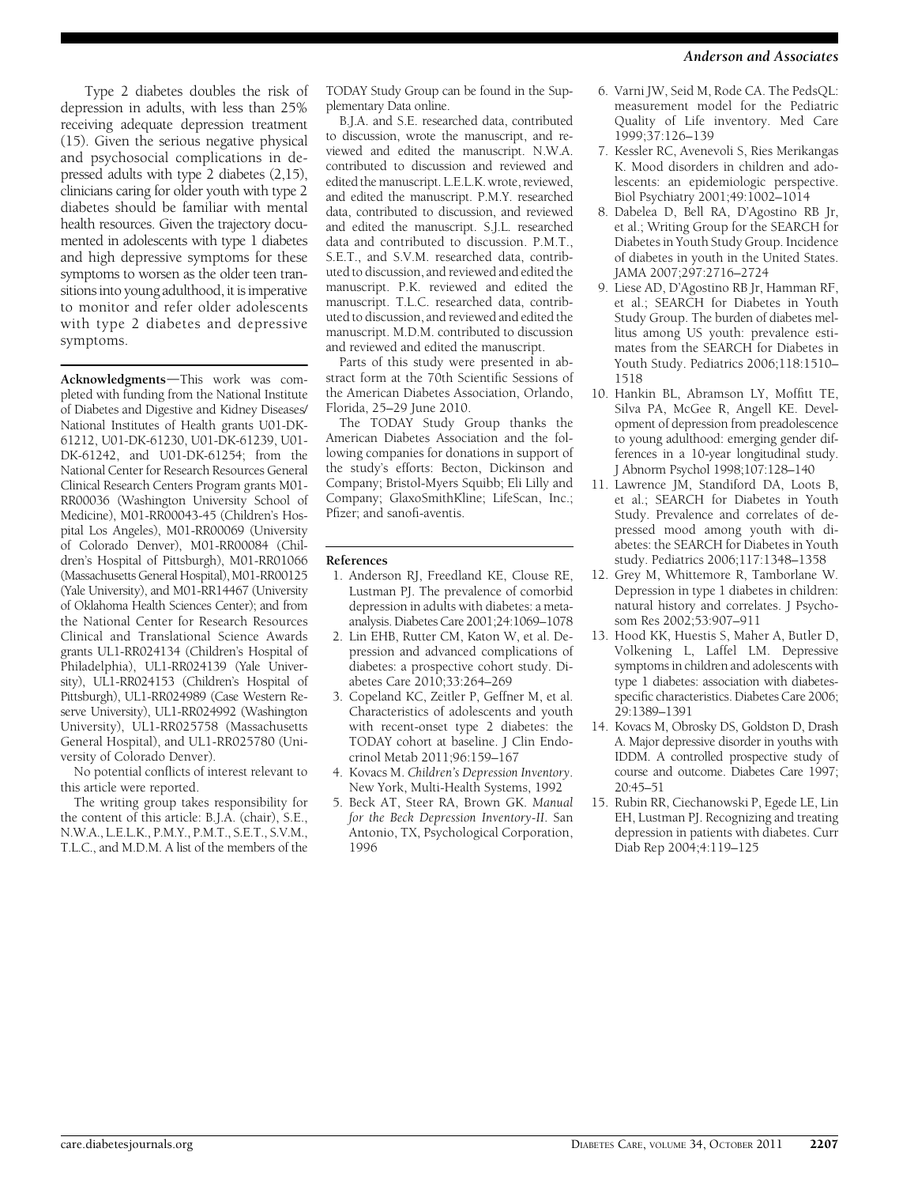Type 2 diabetes doubles the risk of depression in adults, with less than 25% receiving adequate depression treatment (15). Given the serious negative physical and psychosocial complications in depressed adults with type 2 diabetes (2,15), clinicians caring for older youth with type 2 diabetes should be familiar with mental health resources. Given the trajectory documented in adolescents with type 1 diabetes and high depressive symptoms for these symptoms to worsen as the older teen transitions into young adulthood, it is imperative to monitor and refer older adolescents with type 2 diabetes and depressive symptoms.

**Acknowledgments**—This work was completed with funding from the National Institute of Diabetes and Digestive and Kidney Diseases/National Institutes of Health grants U01-DK-61212, U01-DK-61230, U01-DK-61239, U01-DK-61242, and U01-DK-61254; from the National Center for Research Resources General Clinical Research Centers Program grants M01-RR00036 (Washington University School of Medicine), M01-RR00043-45 (Children's Hospital Los Angeles), M01-RR00069 (University of Colorado Denver), M01-RR00084 (Children's Hospital of Pittsburgh), M01-RR01066 (Massachusetts General Hospital), M01-RR00125 (Yale University), and M01-RR14467 (University of Oklahoma Health Sciences Center); and from the National Center for Research Resources Clinical and Translational Science Awards grants UL1-RR024134 (Children's Hospital of Philadelphia), UL1-RR024139 (Yale University), UL1-RR024153 (Children's Hospital of Pittsburgh), UL1-RR024989 (Case Western Reserve University), UL1-RR024992 (Washington University), UL1-RR025758 (Massachusetts General Hospital), and UL1-RR025780 (University of Colorado Denver).

No potential conflicts of interest relevant to this article were reported.

The writing group takes responsibility for the content of this article: B.J.A. (chair), S.E., N.W.A., L.E.L.K., P.M.Y., P.M.T., S.E.T., S.V.M., T.L.C., and M.D.M. A list of the members of the TODAY Study Group can be found in the Supplementary Data online.

B.J.A. and S.E. researched data, contributed to discussion, wrote the manuscript, and reviewed and edited the manuscript. N.W.A. contributed to discussion and reviewed and edited the manuscript. L.E.L.K. wrote, reviewed, and edited the manuscript. P.M.Y. researched data, contributed to discussion, and reviewed and edited the manuscript. S.J.L. researched data and contributed to discussion. P.M.T., S.E.T., and S.V.M. researched data, contributed to discussion, and reviewed and edited the manuscript. P.K. reviewed and edited the manuscript. T.L.C. researched data, contributed to discussion, and reviewed and edited the manuscript. M.D.M. contributed to discussion and reviewed and edited the manuscript.

Parts of this study were presented in abstract form at the 70th Scientific Sessions of the American Diabetes Association, Orlando, Florida, 25–29 June 2010.

The TODAY Study Group thanks the American Diabetes Association and the following companies for donations in support of the study's efforts: Becton, Dickinson and Company; Bristol-Myers Squibb; Eli Lilly and Company; GlaxoSmithKline; LifeScan, Inc.; Pfizer; and sanofi-aventis.

## References

1. Anderson RJ, Freedland KE, Clouse RE, Lustman PJ. The prevalence of comorbid depression in adults with diabetes: a meta-analysis. Diabetes Care 2001;24:1069–1078
2. Lin EHB, Rutter CM, Katon W, et al. Depression and advanced complications of diabetes: a prospective cohort study. Diabetes Care 2010;33:264–269
3. Copeland KC, Zeitler P, Geffner M, et al. Characteristics of adolescents and youth with recent-onset type 2 diabetes: the TODAY cohort at baseline. J Clin Endocrinol Metab 2011;96:159–167
4. Kovacs M. *Children's Depression Inventory*. New York, Multi-Health Systems, 1992
5. Beck AT, Steer RA, Brown GK. *Manual for the Beck Depression Inventory-II*. San Antonio, TX, Psychological Corporation, 1996
6. Varni JW, Seid M, Rode CA. The PedsQL: measurement model for the Pediatric Quality of Life inventory. Med Care 1999;37:126–139
7. Kessler RC, Avenevoli S, Ries Merikangas K. Mood disorders in children and adolescents: an epidemiologic perspective. Biol Psychiatry 2001;49:1002–1014
8. Dabelea D, Bell RA, D'Agostino RB Jr, et al.; Writing Group for the SEARCH for Diabetes in Youth Study Group. Incidence of diabetes in youth in the United States. JAMA 2007;297:2716–2724
9. Liese AD, D'Agostino RB Jr, Hamman RF, et al.; SEARCH for Diabetes in Youth Study Group. The burden of diabetes mellitus among US youth: prevalence estimates from the SEARCH for Diabetes in Youth Study. Pediatrics 2006;118:1510–1518
10. Hankin BL, Abramson LY, Moffitt TE, Silva PA, McGee R, Angell KE. Development of depression from preadolescence to young adulthood: emerging gender differences in a 10-year longitudinal study. J Abnorm Psychol 1998;107:128–140
11. Lawrence JM, Standiford DA, Loots B, et al.; SEARCH for Diabetes in Youth Study. Prevalence and correlates of depressed mood among youth with diabetes: the SEARCH for Diabetes in Youth study. Pediatrics 2006;117:1348–1358
12. Grey M, Whittemore R, Tamborlane W. Depression in type 1 diabetes in children: natural history and correlates. J Psychosom Res 2002;53:907–911
13. Hood KK, Huestis S, Maher A, Butler D, Volkening L, Laffel LM. Depressive symptoms in children and adolescents with type 1 diabetes: association with diabetes-specific characteristics. Diabetes Care 2006;29:1389–1391
14. Kovacs M, Obrosky DS, Goldston D, Drash A. Major depressive disorder in youths with IDDM. A controlled prospective study of course and outcome. Diabetes Care 1997;20:45–51
15. Rubin RR, Ciechanowski P, Egede LE, Lin EH, Lustman PJ. Recognizing and treating depression in patients with diabetes. Curr Diab Rep 2004;4:119–125